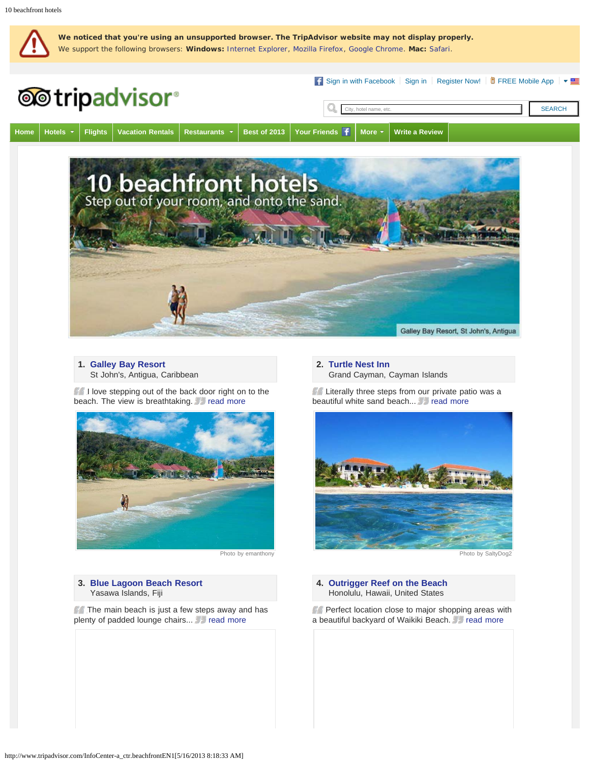We noticed that you're using an unsupported browser. The TripAdvisor website may not display properly.
We support the following browsers: **Windows:** Internet Explorer, Mozilla Firefox, Google Chrome. **Mac:** Safari.

Sign in with Facebook | Sign in | Register Now! | FREE Mobile App

tripadvisor

SEARCH

Home | Hotels | Flights | Vacation Rentals | Restaurants | Best of 2013 | Your Friends | More | Write a Review

# 10 beachfront hotels

Step out of your room, and onto the sand.

Galley Bay Resort, St John's, Antigua

## 1. Galley Bay Resort

St John's, Antigua, Caribbean

I love stepping out of the back door right on to the beach. The view is breathtaking. read more

Photo by emanthony

## 2. Turtle Nest Inn

Grand Cayman, Cayman Islands

Literally three steps from our private patio was a beautiful white sand beach... read more

Photo by SaltyDog2

## 3. Blue Lagoon Beach Resort

Yasawa Islands, Fiji

The main beach is just a few steps away and has plenty of padded lounge chairs... read more

## 4. Outrigger Reef on the Beach

Honolulu, Hawaii, United States

Perfect location close to major shopping areas with a beautiful backyard of Waikiki Beach. read more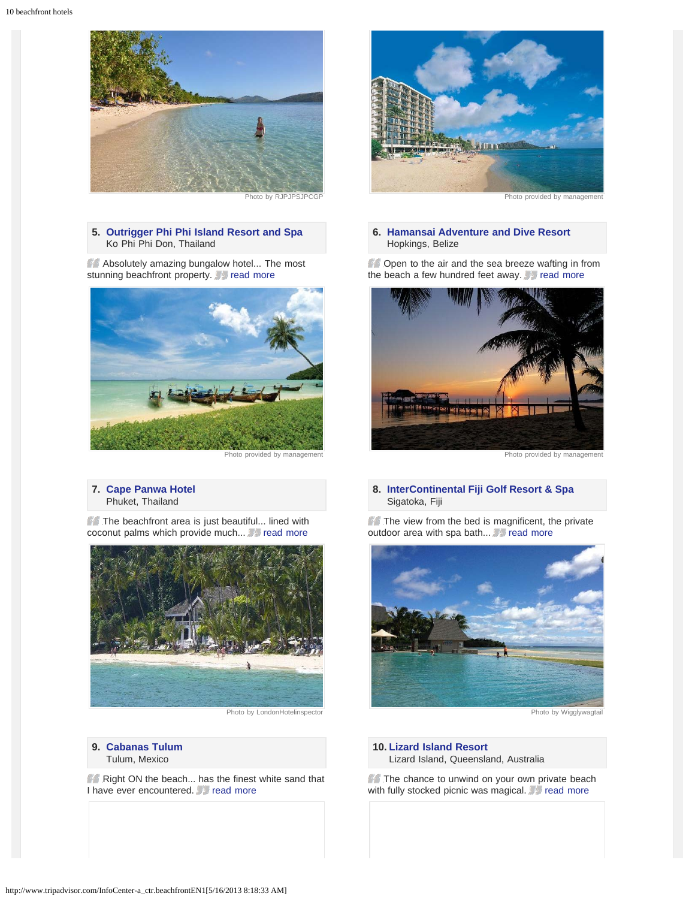Photo by RJPJPSJPCGP

Photo provided by management

**5. Outrigger Phi Phi Island Resort and Spa**
Ko Phi Phi Don, Thailand

Absolutely amazing bungalow hotel... The most stunning beachfront property. read more

Photo provided by management

**6. Hamansai Adventure and Dive Resort**
Hopkings, Belize

Open to the air and the sea breeze wafting in from the beach a few hundred feet away. read more

Photo provided by management

**7. Cape Panwa Hotel**
Phuket, Thailand

The beachfront area is just beautiful... lined with coconut palms which provide much... read more

Photo by LondonHotelinspector

**8. InterContinental Fiji Golf Resort & Spa**
Sigatoka, Fiji

The view from the bed is magnificent, the private outdoor area with spa bath... read more

Photo by Wigglywagtail

**9. Cabanas Tulum**
Tulum, Mexico

Right ON the beach... has the finest white sand that I have ever encountered. read more

**10. Lizard Island Resort**
Lizard Island, Queensland, Australia

The chance to unwind on your own private beach with fully stocked picnic was magical. read more